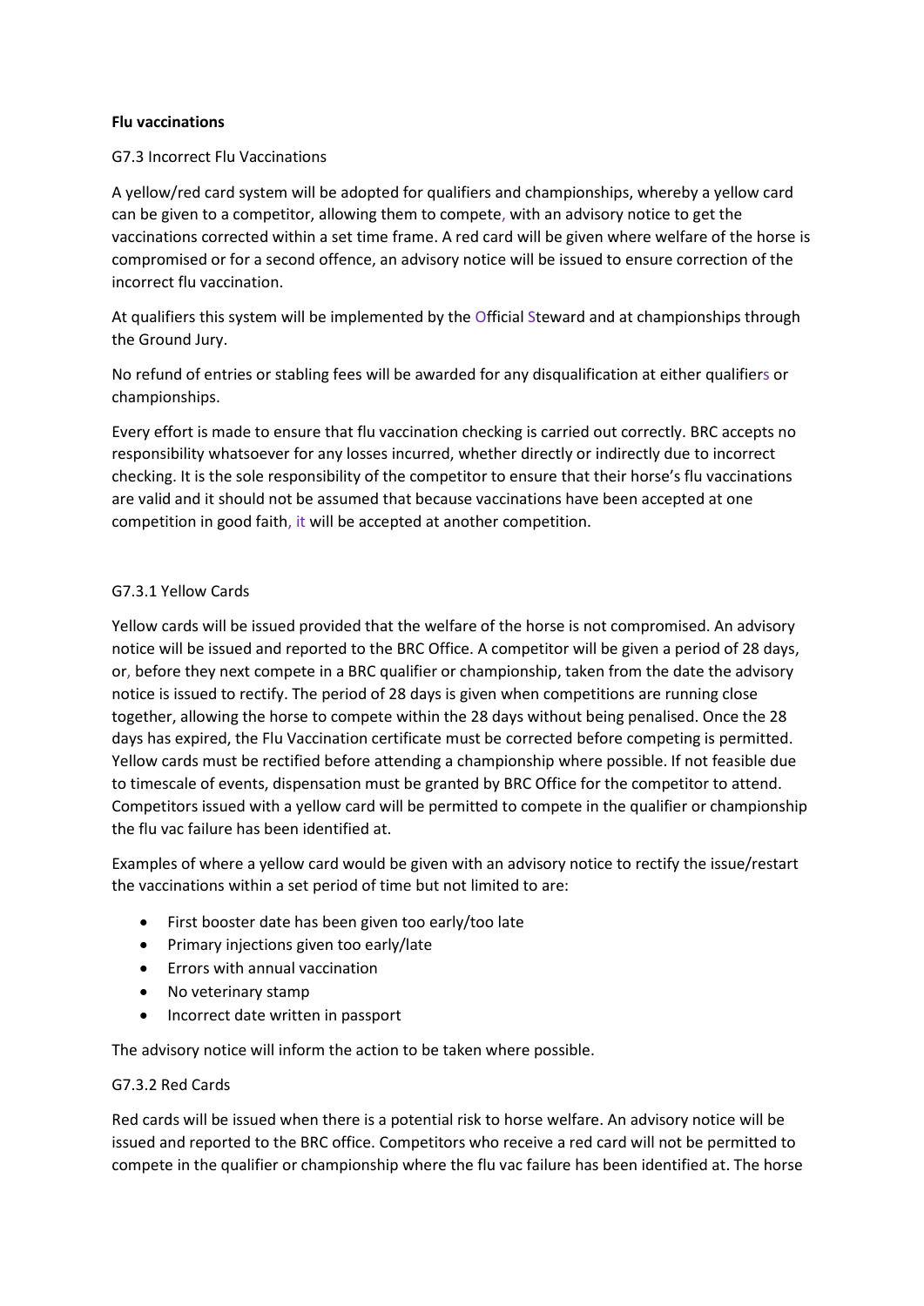**Flu vaccinations**

G7.3 Incorrect Flu Vaccinations

A yellow/red card system will be adopted for qualifiers and championships, whereby a yellow card can be given to a competitor, allowing them to compete, with an advisory notice to get the vaccinations corrected within a set time frame. A red card will be given where welfare of the horse is compromised or for a second offence, an advisory notice will be issued to ensure correction of the incorrect flu vaccination.

At qualifiers this system will be implemented by the Official Steward and at championships through the Ground Jury.

No refund of entries or stabling fees will be awarded for any disqualification at either qualifiers or championships.

Every effort is made to ensure that flu vaccination checking is carried out correctly. BRC accepts no responsibility whatsoever for any losses incurred, whether directly or indirectly due to incorrect checking. It is the sole responsibility of the competitor to ensure that their horse's flu vaccinations are valid and it should not be assumed that because vaccinations have been accepted at one competition in good faith, it will be accepted at another competition.

G7.3.1 Yellow Cards

Yellow cards will be issued provided that the welfare of the horse is not compromised. An advisory notice will be issued and reported to the BRC Office. A competitor will be given a period of 28 days, or, before they next compete in a BRC qualifier or championship, taken from the date the advisory notice is issued to rectify. The period of 28 days is given when competitions are running close together, allowing the horse to compete within the 28 days without being penalised. Once the 28 days has expired, the Flu Vaccination certificate must be corrected before competing is permitted. Yellow cards must be rectified before attending a championship where possible. If not feasible due to timescale of events, dispensation must be granted by BRC Office for the competitor to attend. Competitors issued with a yellow card will be permitted to compete in the qualifier or championship the flu vac failure has been identified at.

Examples of where a yellow card would be given with an advisory notice to rectify the issue/restart the vaccinations within a set period of time but not limited to are:

- First booster date has been given too early/too late
- Primary injections given too early/late
- Errors with annual vaccination
- No veterinary stamp
- Incorrect date written in passport

The advisory notice will inform the action to be taken where possible.

G7.3.2 Red Cards

Red cards will be issued when there is a potential risk to horse welfare. An advisory notice will be issued and reported to the BRC office. Competitors who receive a red card will not be permitted to compete in the qualifier or championship where the flu vac failure has been identified at. The horse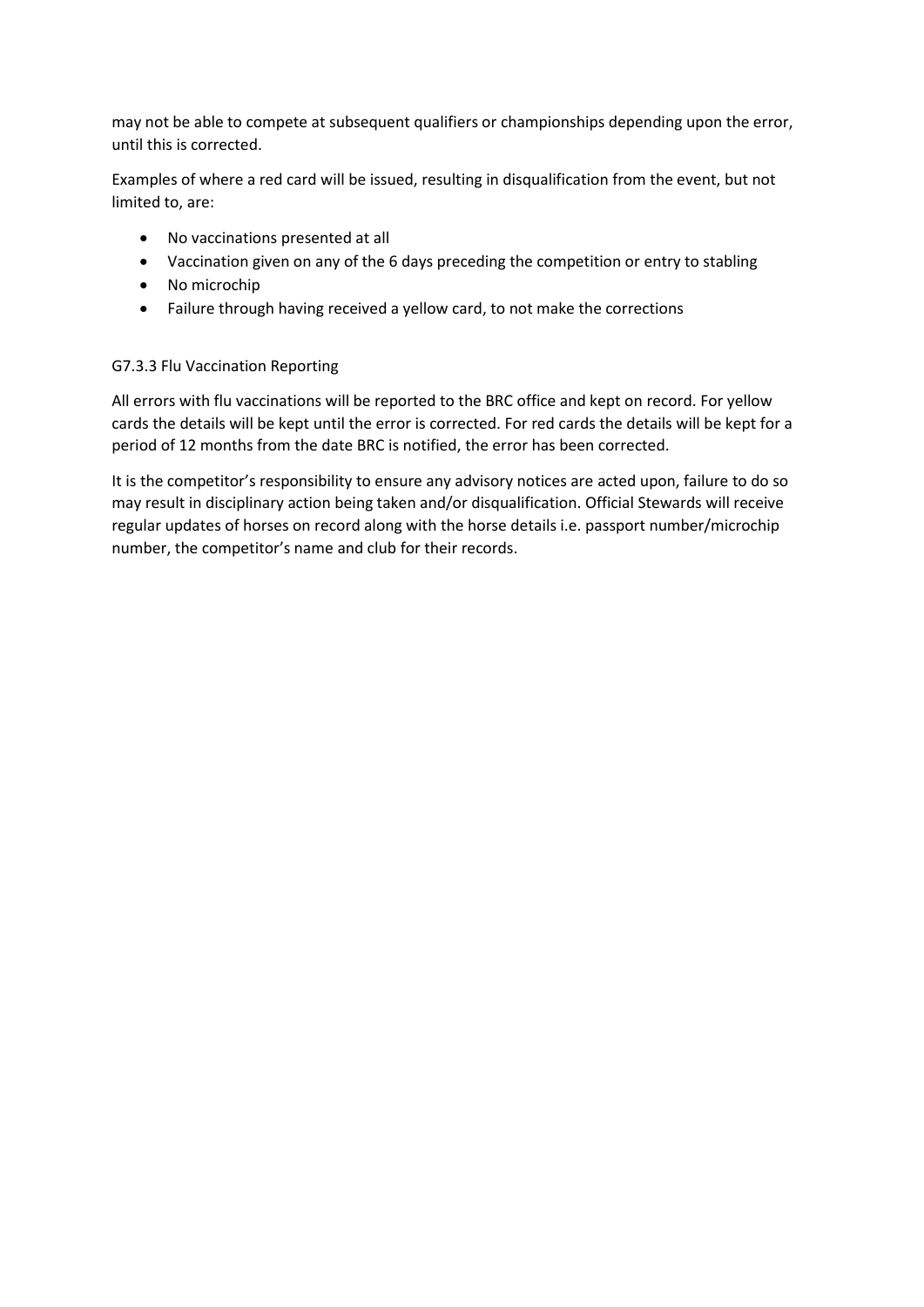may not be able to compete at subsequent qualifiers or championships depending upon the error, until this is corrected.

Examples of where a red card will be issued, resulting in disqualification from the event, but not limited to, are:

- No vaccinations presented at all
- Vaccination given on any of the 6 days preceding the competition or entry to stabling
- No microchip
- Failure through having received a yellow card, to not make the corrections

G7.3.3 Flu Vaccination Reporting

All errors with flu vaccinations will be reported to the BRC office and kept on record. For yellow cards the details will be kept until the error is corrected. For red cards the details will be kept for a period of 12 months from the date BRC is notified, the error has been corrected.

It is the competitor's responsibility to ensure any advisory notices are acted upon, failure to do so may result in disciplinary action being taken and/or disqualification. Official Stewards will receive regular updates of horses on record along with the horse details i.e. passport number/microchip number, the competitor's name and club for their records.